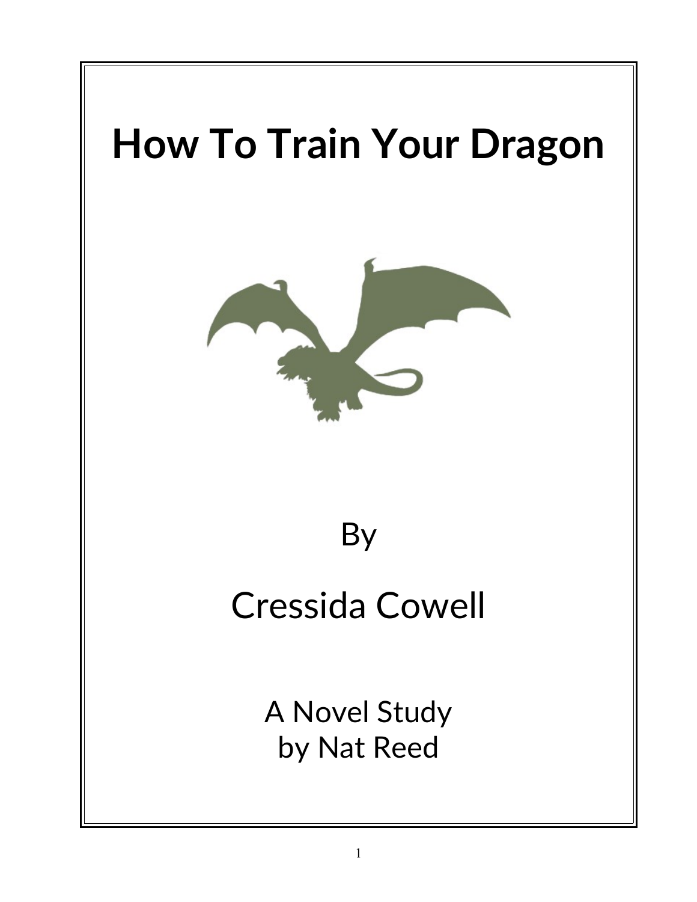# How To Train Your Dragon

By

Cressida Cowell

A Novel Study
by Nat Reed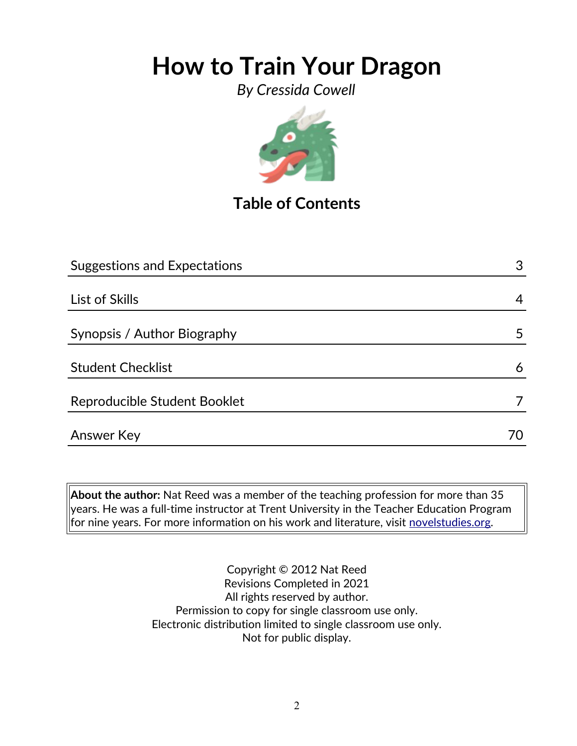# How to Train Your Dragon

*By Cressida Cowell*

## Table of Contents

| | |
|---|---|
| Suggestions and Expectations | 3 |
| List of Skills | 4 |
| Synopsis / Author Biography | 5 |
| Student Checklist | 6 |
| Reproducible Student Booklet | 7 |
| Answer Key | 70 |

**About the author:** Nat Reed was a member of the teaching profession for more than 35 years. He was a full-time instructor at Trent University in the Teacher Education Program for nine years. For more information on his work and literature, visit [novelstudies.org](novelstudies.org).

Copyright © 2012 Nat Reed
Revisions Completed in 2021
All rights reserved by author.
Permission to copy for single classroom use only.
Electronic distribution limited to single classroom use only.
Not for public display.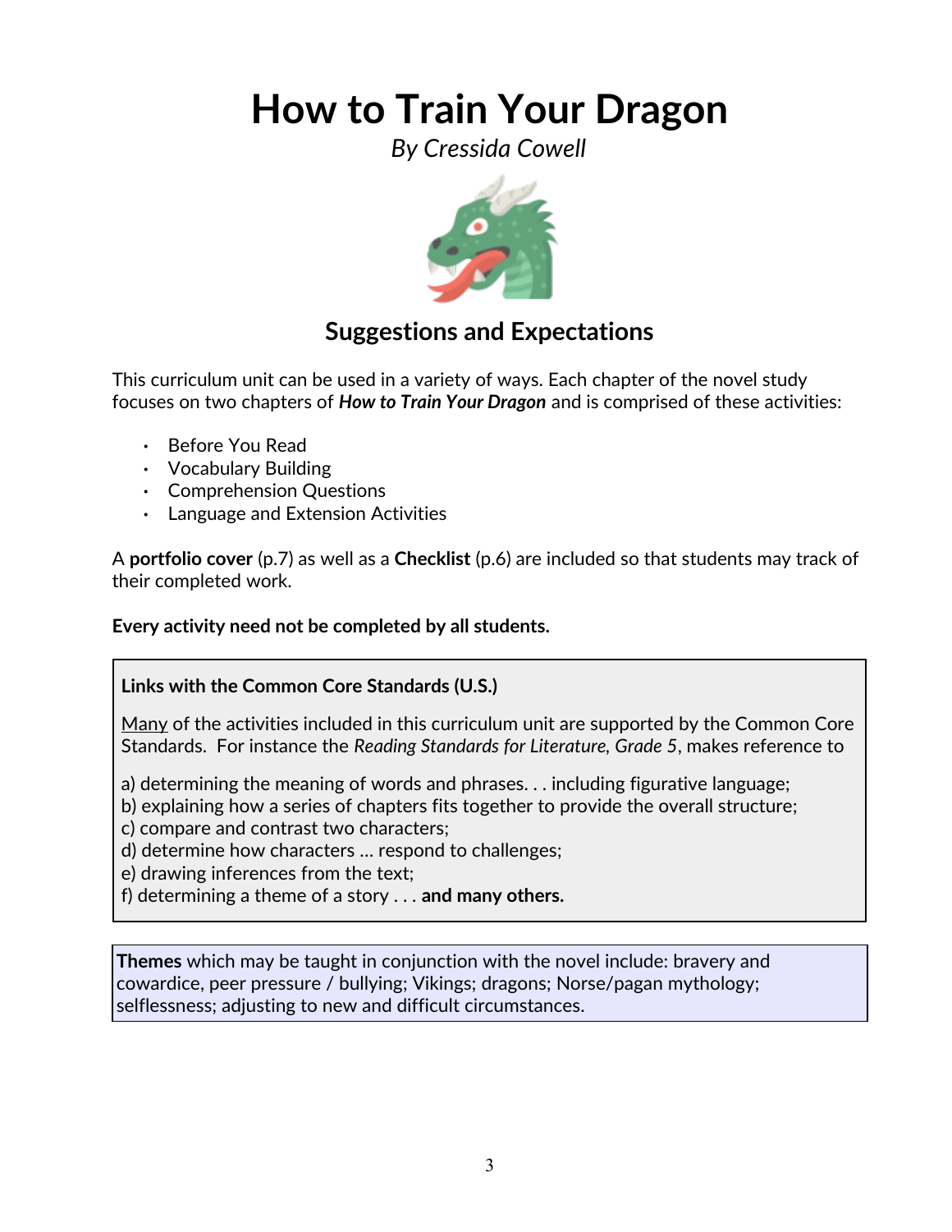# How to Train Your Dragon

*By Cressida Cowell*

## Suggestions and Expectations

This curriculum unit can be used in a variety of ways. Each chapter of the novel study focuses on two chapters of ***How to Train Your Dragon*** and is comprised of these activities:

- Before You Read
- Vocabulary Building
- Comprehension Questions
- Language and Extension Activities

A **portfolio cover** (p.7) as well as a **Checklist** (p.6) are included so that students may track of their completed work.

**Every activity need not be completed by all students.**

**Links with the Common Core Standards (U.S.)**

<u>Many</u> of the activities included in this curriculum unit are supported by the Common Core Standards. For instance the *Reading Standards for Literature, Grade 5*, makes reference to

a) determining the meaning of words and phrases. . . including figurative language;
b) explaining how a series of chapters fits together to provide the overall structure;
c) compare and contrast two characters;
d) determine how characters … respond to challenges;
e) drawing inferences from the text;
f) determining a theme of a story . . . **and many others.**

**Themes** which may be taught in conjunction with the novel include: bravery and cowardice, peer pressure / bullying; Vikings; dragons; Norse/pagan mythology; selflessness; adjusting to new and difficult circumstances.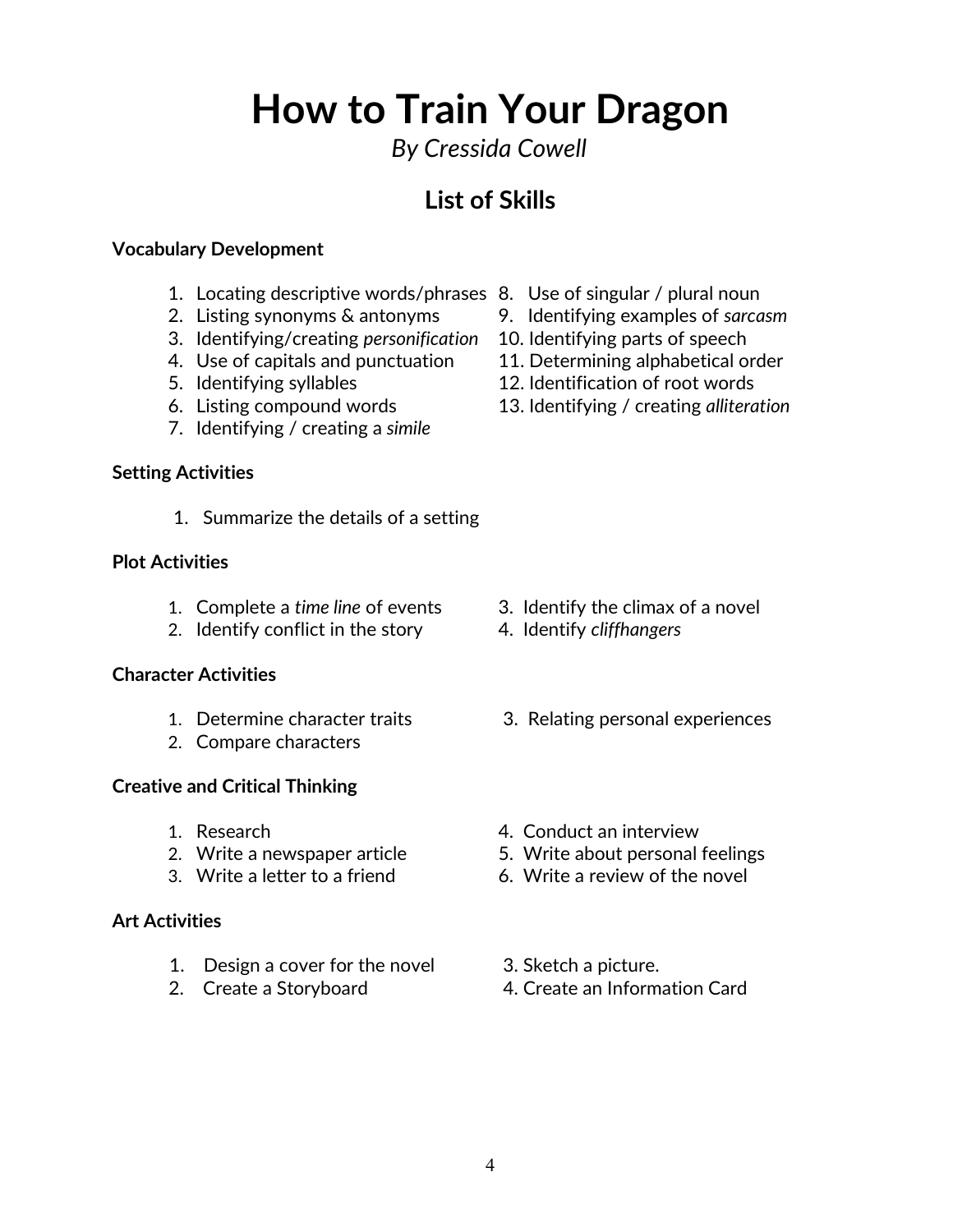# How to Train Your Dragon

*By Cressida Cowell*

## List of Skills

**Vocabulary Development**

1. Locating descriptive words/phrases
2. Listing synonyms & antonyms
3. Identifying/creating *personification*
4. Use of capitals and punctuation
5. Identifying syllables
6. Listing compound words
7. Identifying / creating a *simile*
8. Use of singular / plural noun
9. Identifying examples of *sarcasm*
10. Identifying parts of speech
11. Determining alphabetical order
12. Identification of root words
13. Identifying / creating *alliteration*

**Setting Activities**

1. Summarize the details of a setting

**Plot Activities**

1. Complete a *time line* of events
2. Identify conflict in the story
3. Identify the climax of a novel
4. Identify *cliffhangers*

**Character Activities**

1. Determine character traits
2. Compare characters
3. Relating personal experiences

**Creative and Critical Thinking**

1. Research
2. Write a newspaper article
3. Write a letter to a friend
4. Conduct an interview
5. Write about personal feelings
6. Write a review of the novel

**Art Activities**

1. Design a cover for the novel
2. Create a Storyboard
3. Sketch a picture.
4. Create an Information Card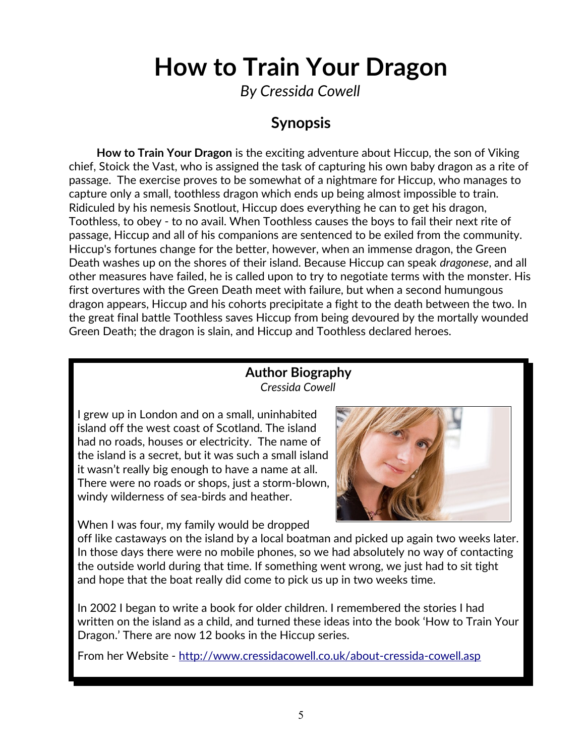# How to Train Your Dragon

*By Cressida Cowell*

## Synopsis

**How to Train Your Dragon** is the exciting adventure about Hiccup, the son of Viking chief, Stoick the Vast, who is assigned the task of capturing his own baby dragon as a rite of passage. The exercise proves to be somewhat of a nightmare for Hiccup, who manages to capture only a small, toothless dragon which ends up being almost impossible to train. Ridiculed by his nemesis Snotlout, Hiccup does everything he can to get his dragon, Toothless, to obey - to no avail. When Toothless causes the boys to fail their next rite of passage, Hiccup and all of his companions are sentenced to be exiled from the community. Hiccup's fortunes change for the better, however, when an immense dragon, the Green Death washes up on the shores of their island. Because Hiccup can speak *dragonese*, and all other measures have failed, he is called upon to try to negotiate terms with the monster. His first overtures with the Green Death meet with failure, but when a second humungous dragon appears, Hiccup and his cohorts precipitate a fight to the death between the two. In the great final battle Toothless saves Hiccup from being devoured by the mortally wounded Green Death; the dragon is slain, and Hiccup and Toothless declared heroes.

### Author Biography

*Cressida Cowell*

I grew up in London and on a small, uninhabited island off the west coast of Scotland. The island had no roads, houses or electricity. The name of the island is a secret, but it was such a small island it wasn't really big enough to have a name at all. There were no roads or shops, just a storm-blown, windy wilderness of sea-birds and heather.

When I was four, my family would be dropped off like castaways on the island by a local boatman and picked up again two weeks later. In those days there were no mobile phones, so we had absolutely no way of contacting the outside world during that time. If something went wrong, we just had to sit tight and hope that the boat really did come to pick us up in two weeks time.

In 2002 I began to write a book for older children. I remembered the stories I had written on the island as a child, and turned these ideas into the book 'How to Train Your Dragon.' There are now 12 books in the Hiccup series.

From her Website - http://www.cressidacowell.co.uk/about-cressida-cowell.asp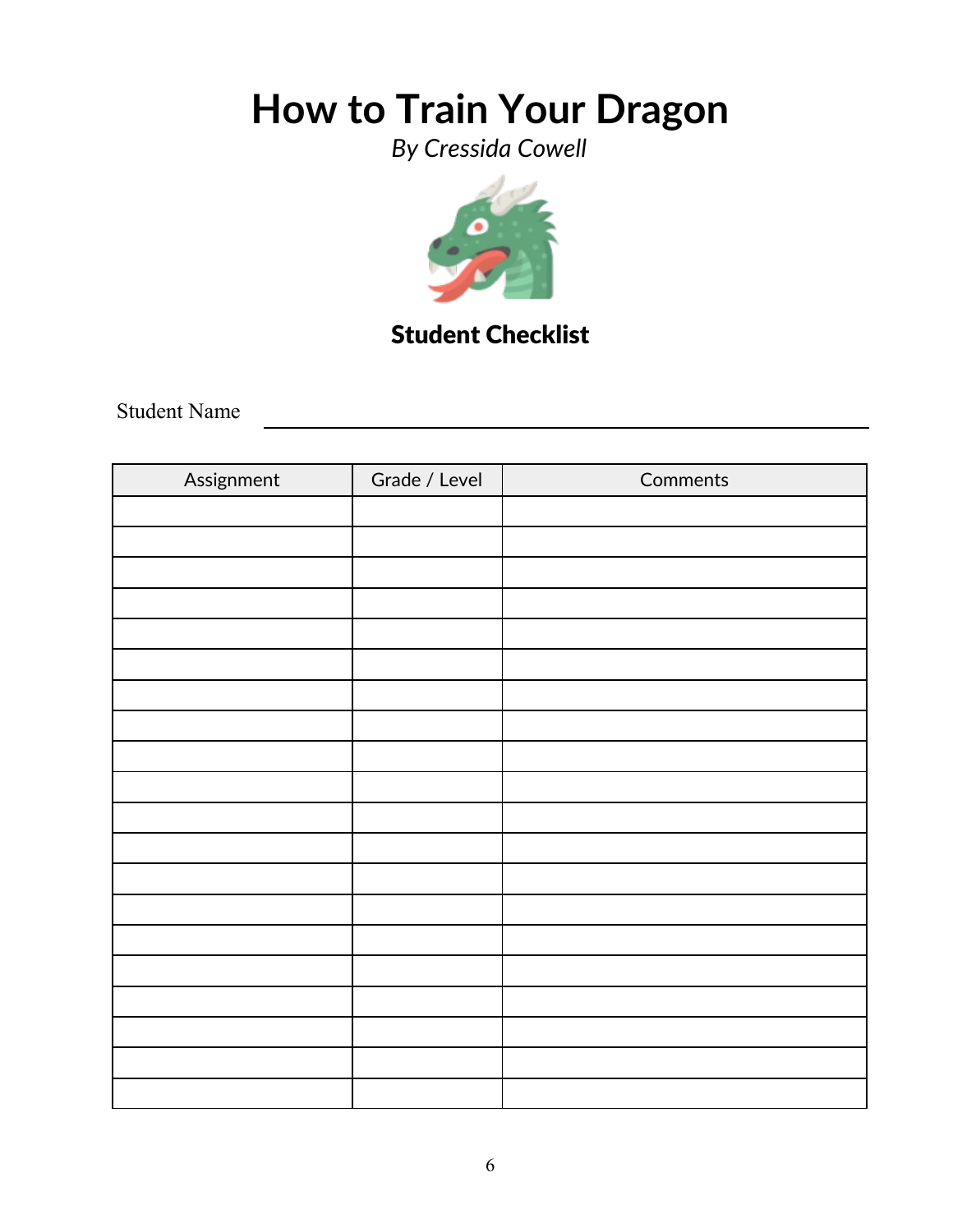# How to Train Your Dragon

*By Cressida Cowell*

## Student Checklist

Student Name \_\_\_\_\_\_\_\_\_\_\_\_\_\_\_\_\_\_\_\_\_\_\_\_\_\_\_\_\_\_\_\_\_\_\_\_\_\_\_\_

| Assignment | Grade / Level | Comments |
| --- | --- | --- |
| | | |
| | | |
| | | |
| | | |
| | | |
| | | |
| | | |
| | | |
| | | |
| | | |
| | | |
| | | |
| | | |
| | | |
| | | |
| | | |
| | | |
| | | |
| | | |
| | | |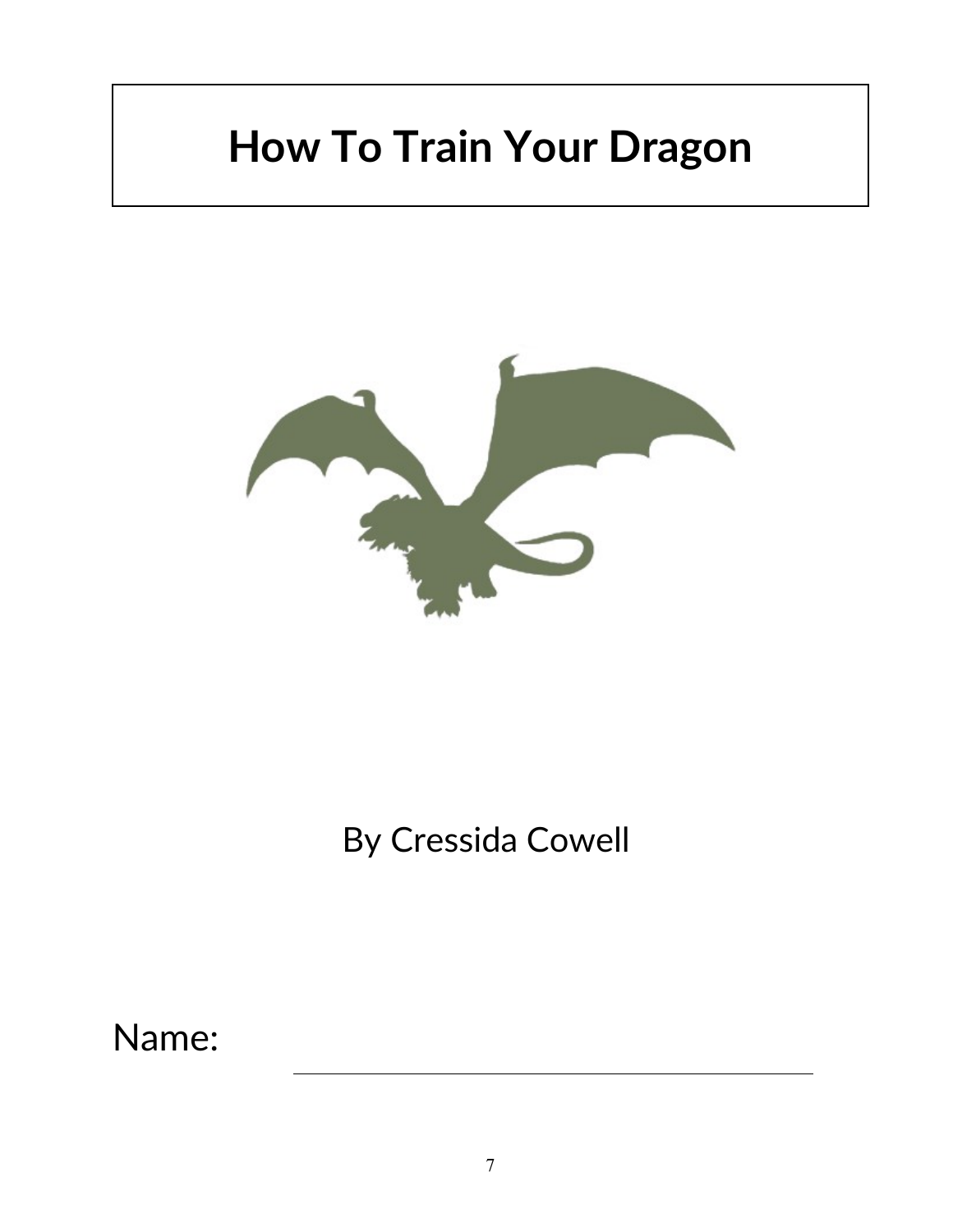# How To Train Your Dragon

By Cressida Cowell

Name: ______________________________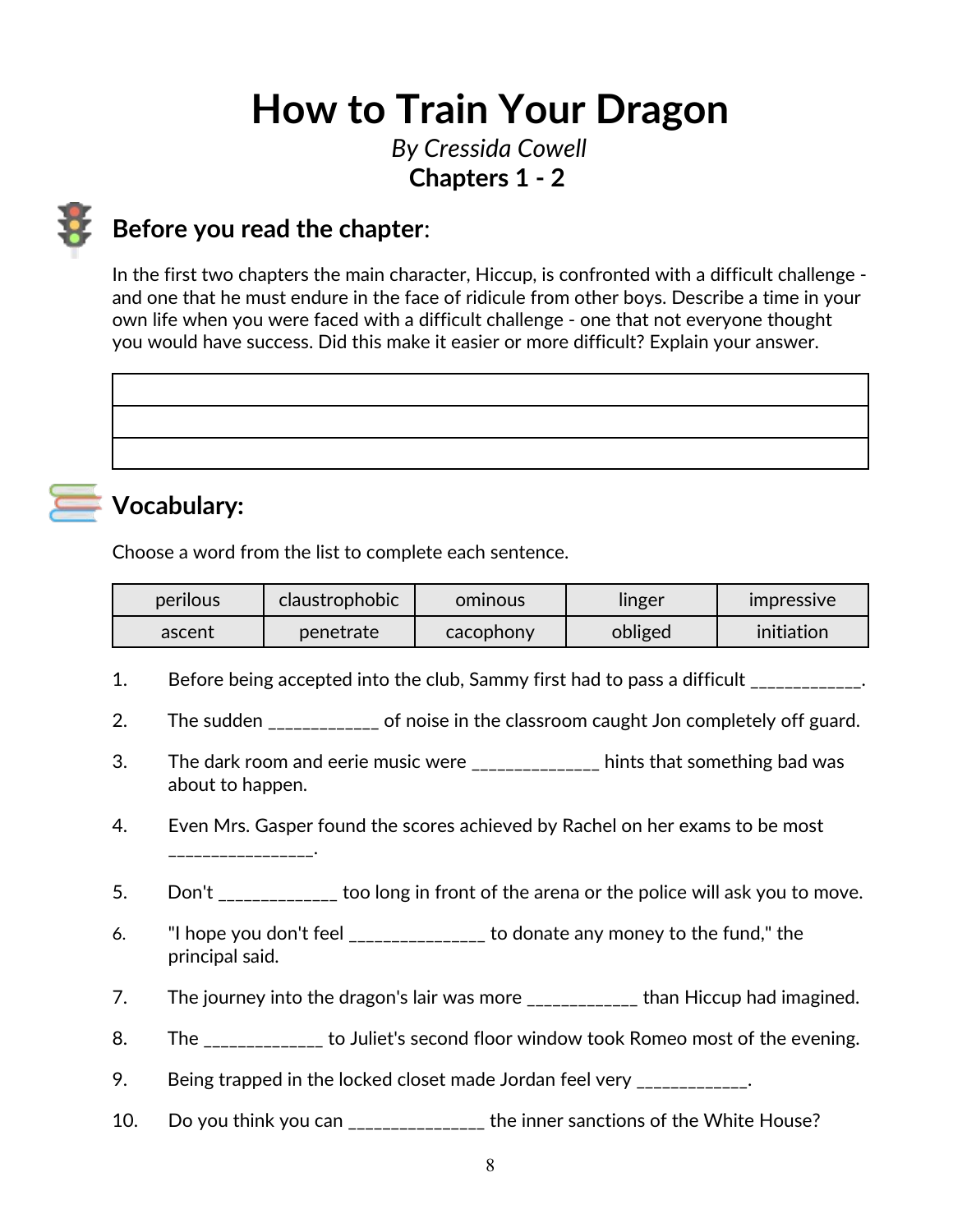# How to Train Your Dragon

*By Cressida Cowell*

**Chapters 1 - 2**

## Before you read the chapter:

In the first two chapters the main character, Hiccup, is confronted with a difficult challenge - and one that he must endure in the face of ridicule from other boys. Describe a time in your own life when you were faced with a difficult challenge - one that not everyone thought you would have success. Did this make it easier or more difficult? Explain your answer.

| |
|---|
| |
| |
| |

## Vocabulary:

Choose a word from the list to complete each sentence.

| perilous | claustrophobic | ominous | linger | impressive |
|---|---|---|---|---|
| ascent | penetrate | cacophony | obliged | initiation |

1. Before being accepted into the club, Sammy first had to pass a difficult ____________.

2. The sudden ____________ of noise in the classroom caught Jon completely off guard.

3. The dark room and eerie music were ______________ hints that something bad was about to happen.

4. Even Mrs. Gasper found the scores achieved by Rachel on her exams to be most ________________.

5. Don't _____________ too long in front of the arena or the police will ask you to move.

6. "I hope you don't feel _______________ to donate any money to the fund," the principal said.

7. The journey into the dragon's lair was more ____________ than Hiccup had imagined.

8. The _____________ to Juliet's second floor window took Romeo most of the evening.

9. Being trapped in the locked closet made Jordan feel very ____________.

10. Do you think you can _______________ the inner sanctions of the White House?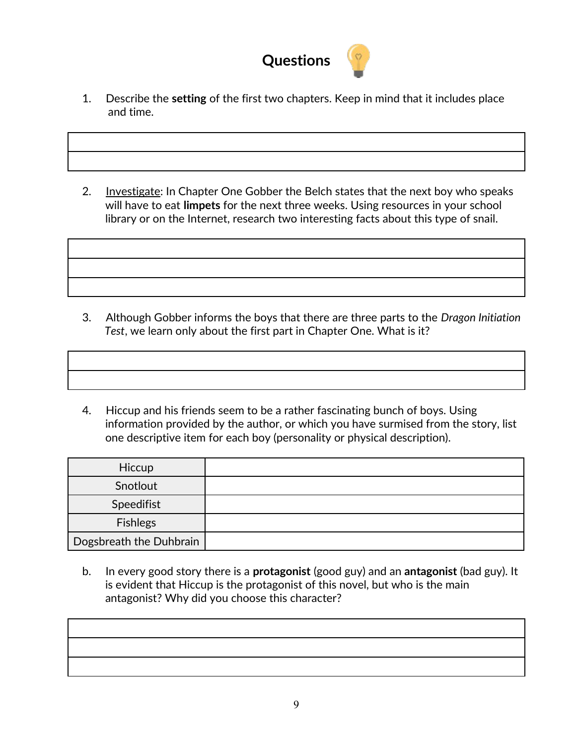# Questions

1. Describe the **setting** of the first two chapters. Keep in mind that it includes place and time.

| |
|---|
| |
| |

2. <u>Investigate</u>: In Chapter One Gobber the Belch states that the next boy who speaks will have to eat **limpets** for the next three weeks. Using resources in your school library or on the Internet, research two interesting facts about this type of snail.

| |
|---|
| |
| |
| |

3. Although Gobber informs the boys that there are three parts to the *Dragon Initiation Test*, we learn only about the first part in Chapter One. What is it?

| |
|---|
| |
| |

4. Hiccup and his friends seem to be a rather fascinating bunch of boys. Using information provided by the author, or which you have surmised from the story, list one descriptive item for each boy (personality or physical description).

| | |
|---|---|
| Hiccup | |
| Snotlout | |
| Speedifist | |
| Fishlegs | |
| Dogsbreath the Duhbrain | |

b. In every good story there is a **protagonist** (good guy) and an **antagonist** (bad guy). It is evident that Hiccup is the protagonist of this novel, but who is the main antagonist? Why did you choose this character?

| |
|---|
| |
| |
| |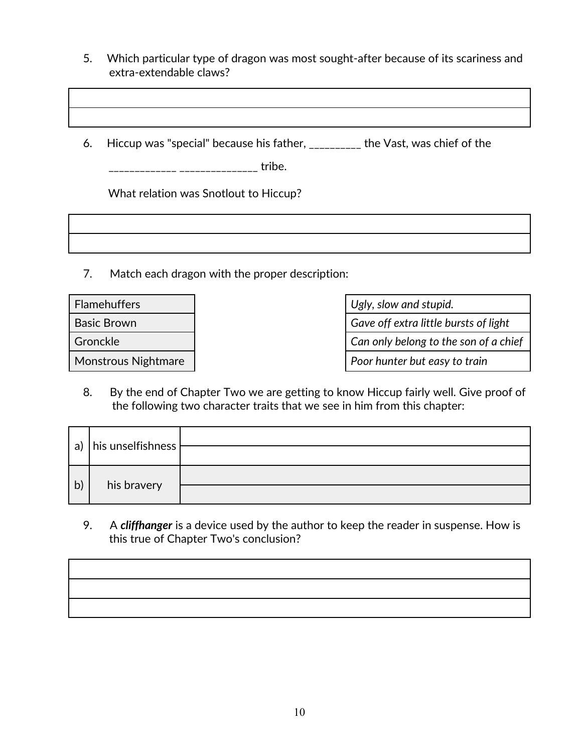5. Which particular type of dragon was most sought-after because of its scariness and extra-extendable claws?

| |
|---|
| |
| |

6. Hiccup was "special" because his father, _________ the Vast, was chief of the

   ____________ ______________ tribe.

   What relation was Snotlout to Hiccup?

| |
|---|
| |
| |

7. Match each dragon with the proper description:

| |
|---|
| Flamehuffers |
| Basic Brown |
| Gronckle |
| Monstrous Nightmare |

| |
|---|
| *Ugly, slow and stupid.* |
| *Gave off extra little bursts of light* |
| *Can only belong to the son of a chief* |
| *Poor hunter but easy to train* |

8. By the end of Chapter Two we are getting to know Hiccup fairly well. Give proof of the following two character traits that we see in him from this chapter:

| | | |
|---|---|---|
| a) | his unselfishness | |
| | | |
| b) | his bravery | |
| | | |

9. A ***cliffhanger*** is a device used by the author to keep the reader in suspense. How is this true of Chapter Two's conclusion?

| |
|---|
| |
| |
| |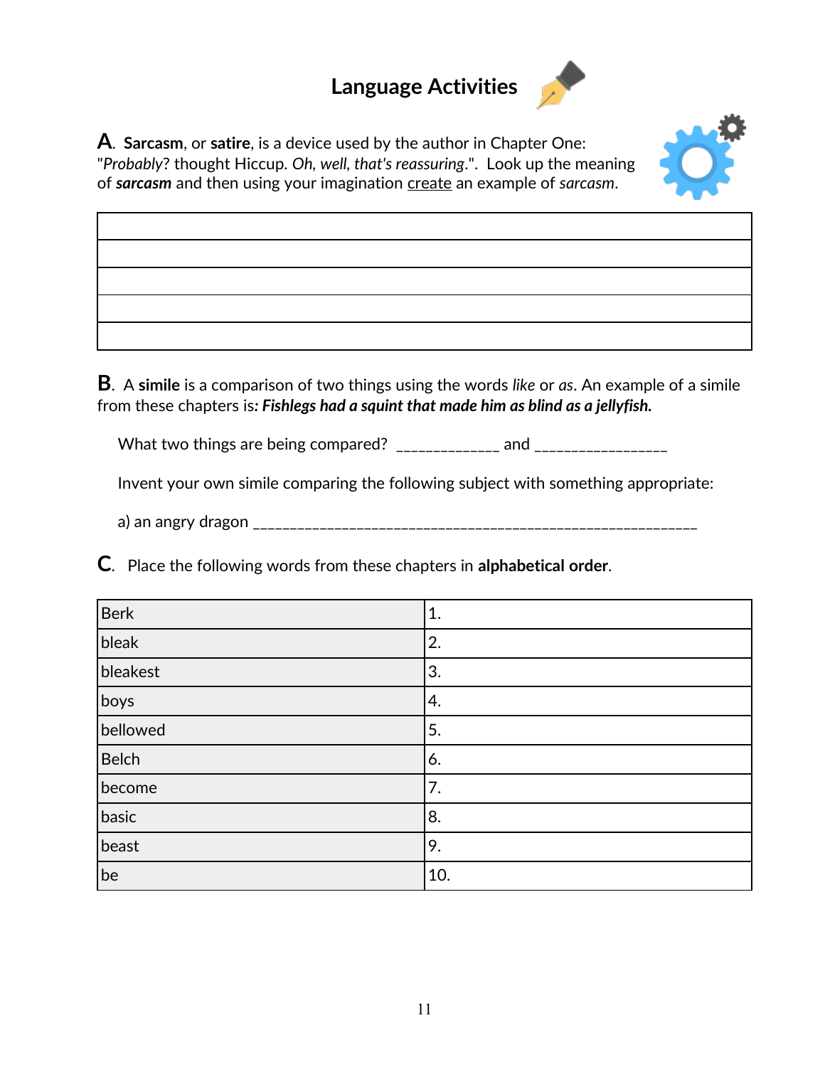# Language Activities

**A**. **Sarcasm**, or **satire**, is a device used by the author in Chapter One: "*Probably*? thought Hiccup. *Oh, well, that's reassuring*.". Look up the meaning of ***sarcasm*** and then using your imagination <u>create</u> an example of *sarcasm*.

| |
|---|
| |
| |
| |
| |
| |

**B**. A **simile** is a comparison of two things using the words *like* or *as*. An example of a simile from these chapters is: ***Fishlegs had a squint that made him as blind as a jellyfish.***

What two things are being compared? _____________ and ________________

Invent your own simile comparing the following subject with something appropriate:

a) an angry dragon ________________________________________________________

**C**. Place the following words from these chapters in **alphabetical order**.

| | |
|---|---|
| Berk | 1. |
| bleak | 2. |
| bleakest | 3. |
| boys | 4. |
| bellowed | 5. |
| Belch | 6. |
| become | 7. |
| basic | 8. |
| beast | 9. |
| be | 10. |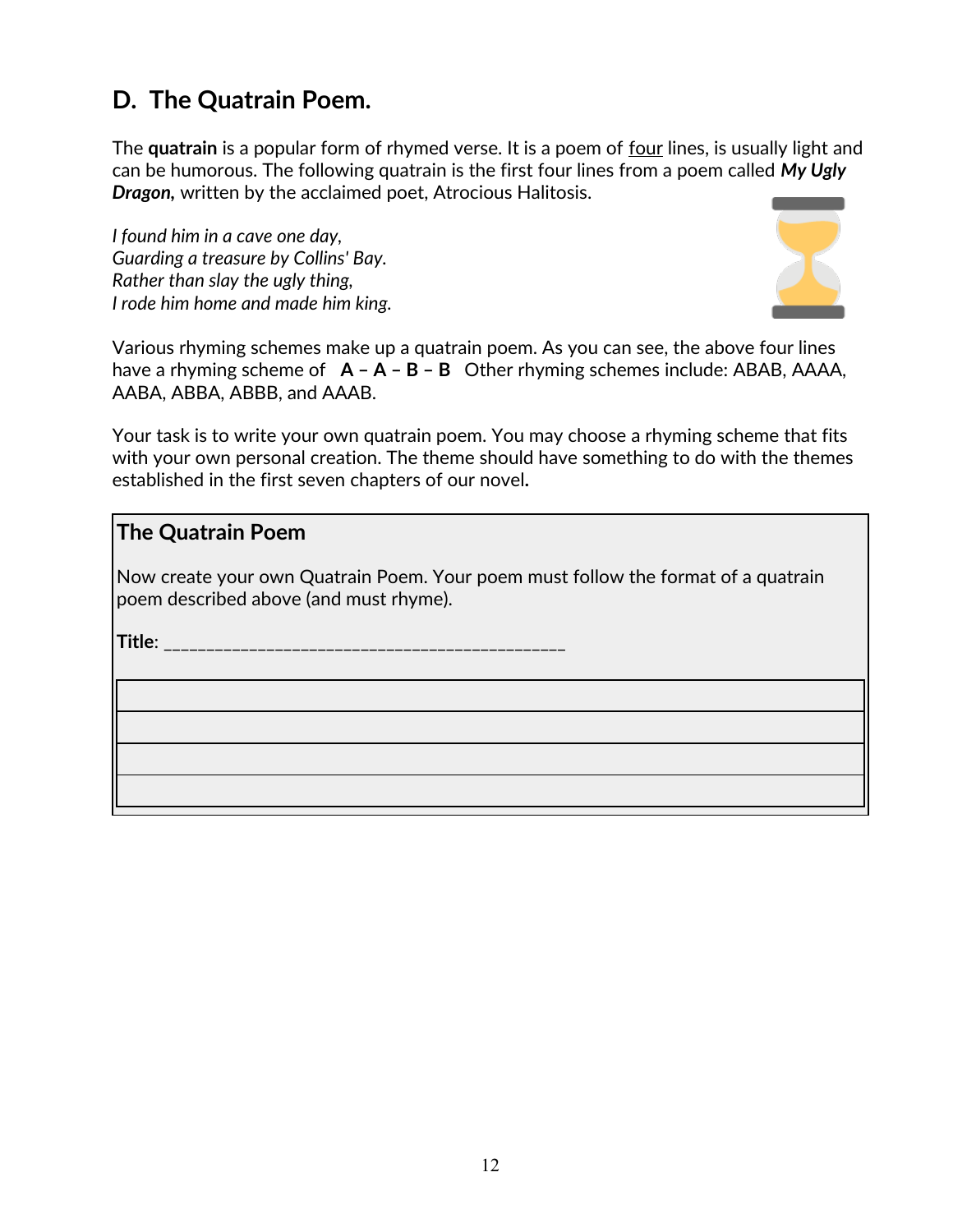## D. The Quatrain Poem.

The **quatrain** is a popular form of rhymed verse. It is a poem of four lines, is usually light and can be humorous. The following quatrain is the first four lines from a poem called ***My Ugly Dragon,*** written by the acclaimed poet, Atrocious Halitosis.

*I found him in a cave one day,*
*Guarding a treasure by Collins' Bay.*
*Rather than slay the ugly thing,*
*I rode him home and made him king.*

Various rhyming schemes make up a quatrain poem. As you can see, the above four lines have a rhyming scheme of **A – A – B – B** Other rhyming schemes include: ABAB, AAAA, AABA, ABBA, ABBB, and AAAB.

Your task is to write your own quatrain poem. You may choose a rhyming scheme that fits with your own personal creation. The theme should have something to do with the themes established in the first seven chapters of our novel**.**

### The Quatrain Poem

Now create your own Quatrain Poem. Your poem must follow the format of a quatrain poem described above (and must rhyme).

**Title**: ______________________________________________

|  |
|---|
|  |
|  |
|  |
|  |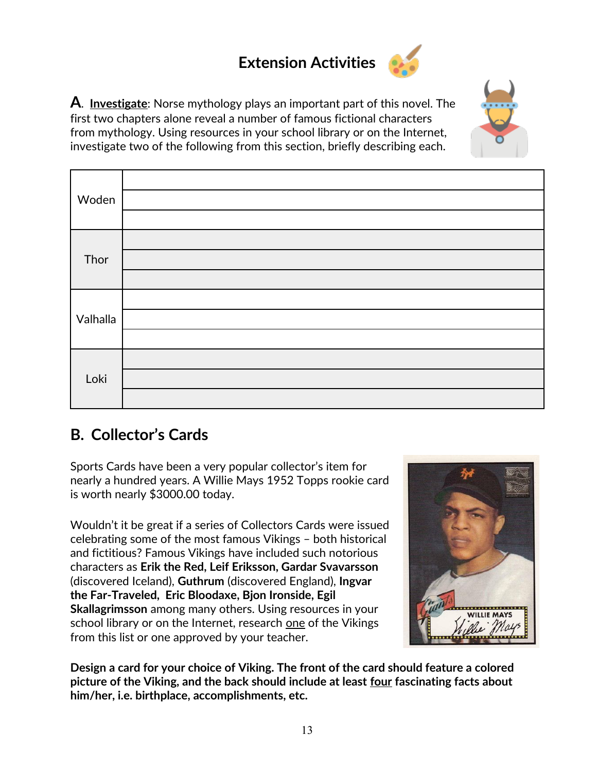# Extension Activities

**A**. **Investigate**: Norse mythology plays an important part of this novel. The first two chapters alone reveal a number of famous fictional characters from mythology. Using resources in your school library or on the Internet, investigate two of the following from this section, briefly describing each.

| | |
|---|---|
| Woden | |
| Thor | |
| Valhalla | |
| Loki | |

## B. Collector's Cards

Sports Cards have been a very popular collector's item for nearly a hundred years. A Willie Mays 1952 Topps rookie card is worth nearly $3000.00 today.

Wouldn't it be great if a series of Collectors Cards were issued celebrating some of the most famous Vikings – both historical and fictitious? Famous Vikings have included such notorious characters as **Erik the Red, Leif Eriksson, Gardar Svavarsson** (discovered Iceland), **Guthrum** (discovered England), **Ingvar the Far-Traveled, Eric Bloodaxe, Bjon Ironside, Egil Skallagrimsson** among many others. Using resources in your school library or on the Internet, research one of the Vikings from this list or one approved by your teacher.

**Design a card for your choice of Viking. The front of the card should feature a colored picture of the Viking, and the back should include at least four fascinating facts about him/her, i.e. birthplace, accomplishments, etc.**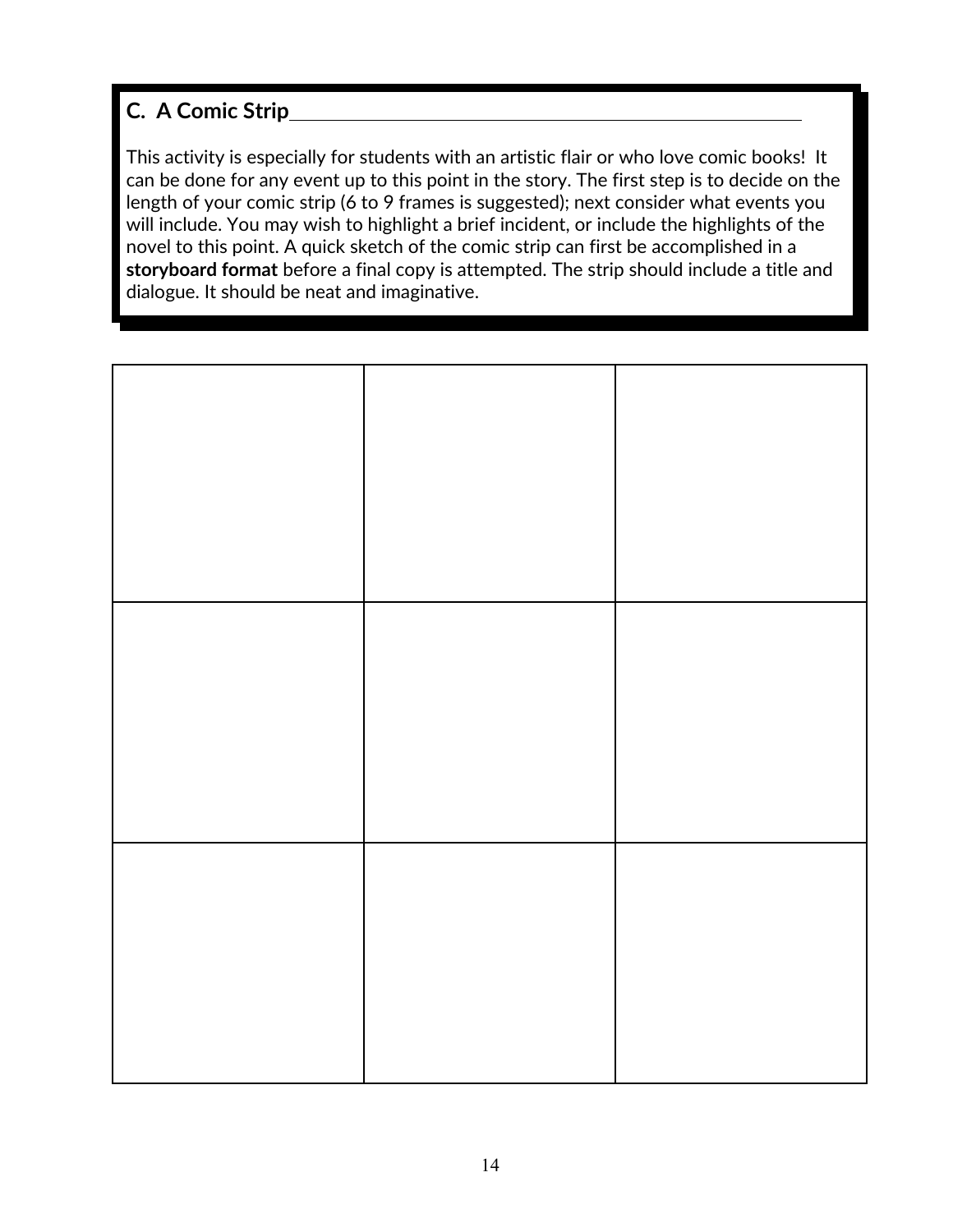## C. A Comic Strip

This activity is especially for students with an artistic flair or who love comic books! It can be done for any event up to this point in the story. The first step is to decide on the length of your comic strip (6 to 9 frames is suggested); next consider what events you will include. You may wish to highlight a brief incident, or include the highlights of the novel to this point. A quick sketch of the comic strip can first be accomplished in a **storyboard format** before a final copy is attempted. The strip should include a title and dialogue. It should be neat and imaginative.

| | | |
|---|---|---|
| | | |
| | | |
| | | |